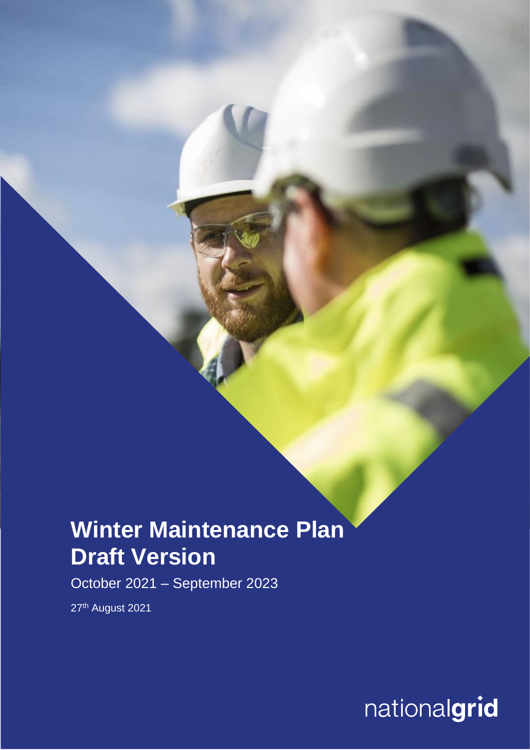# Winter Maintenance Plan Draft Version

October 2021 – September 2023

27th August 2021

nationalgrid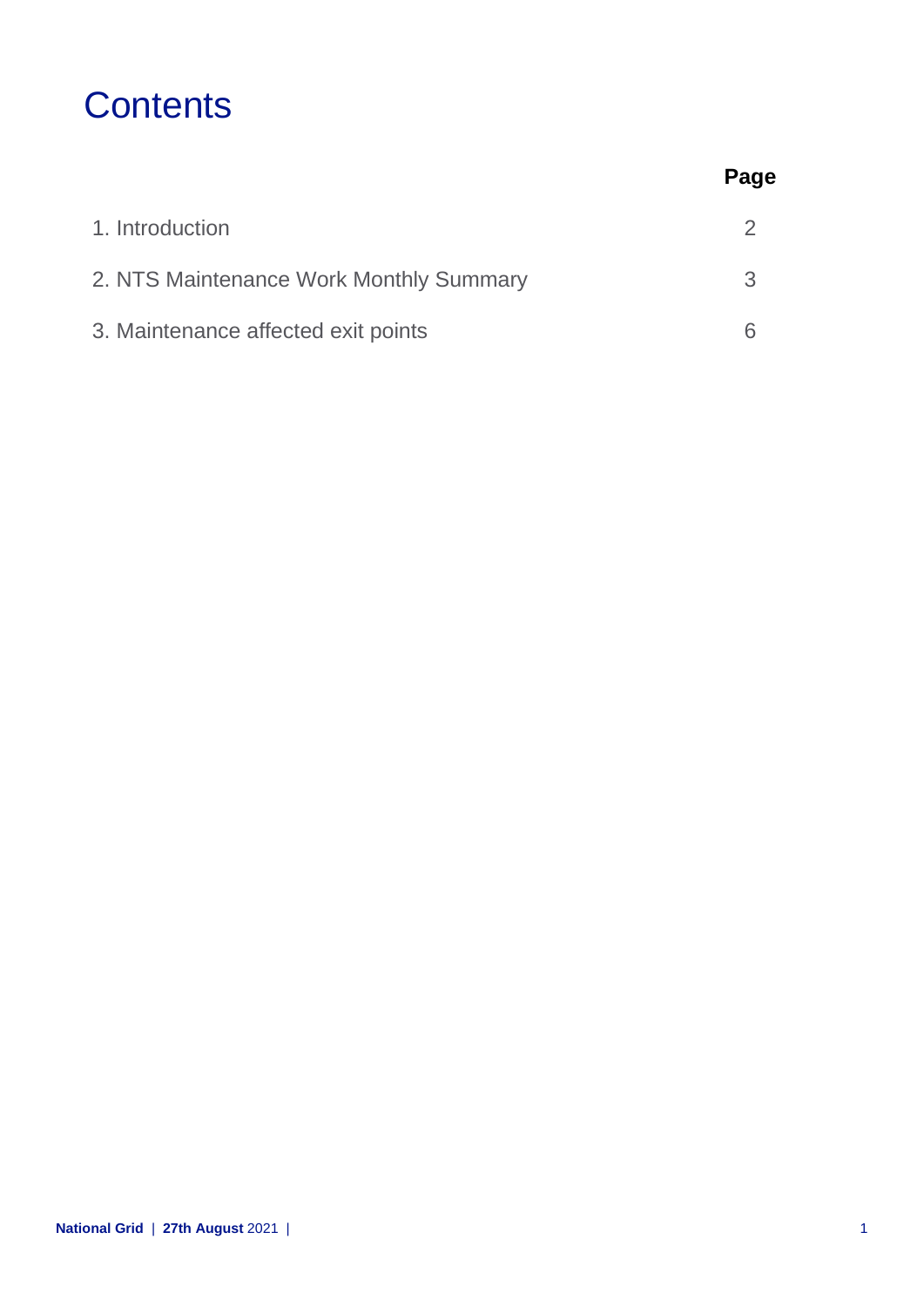# Contents

| | Page |
|---|---|
| 1. Introduction | 2 |
| 2. NTS Maintenance Work Monthly Summary | 3 |
| 3. Maintenance affected exit points | 6 |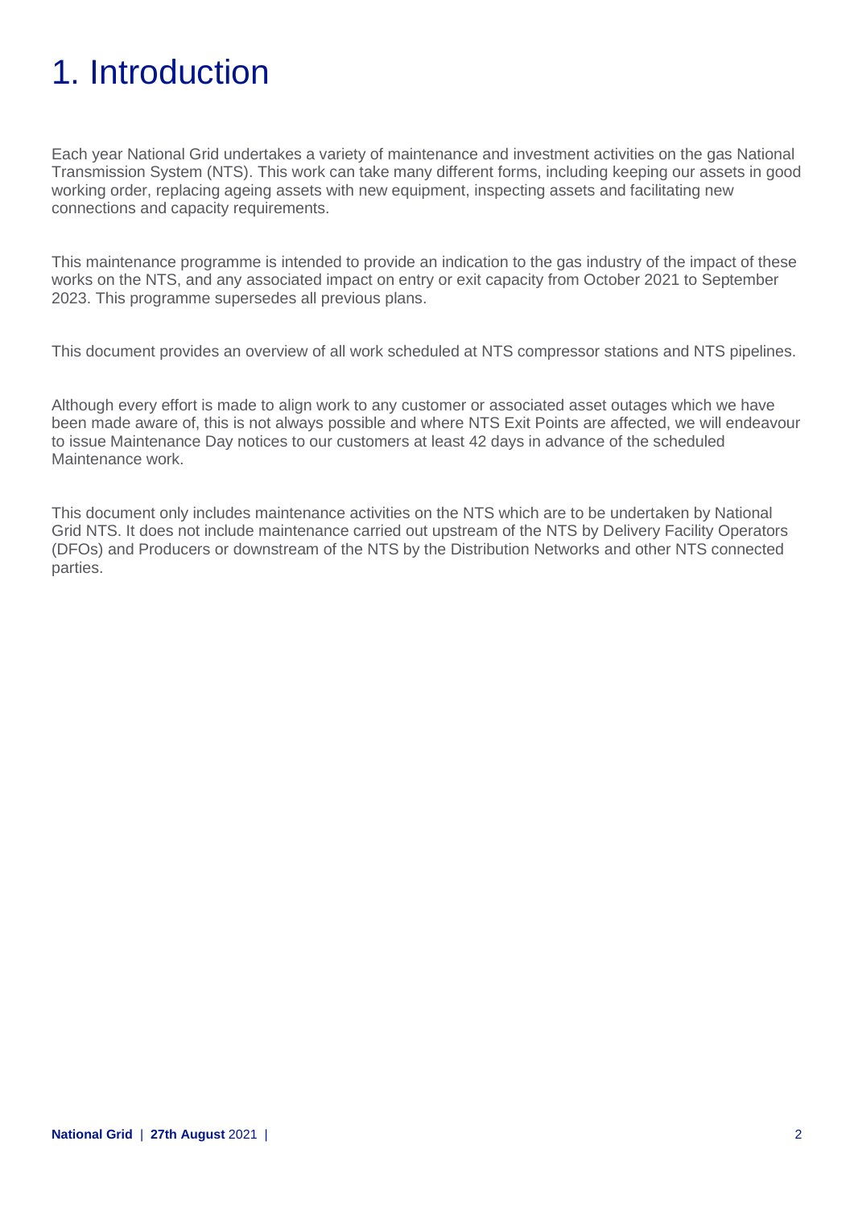# 1. Introduction

Each year National Grid undertakes a variety of maintenance and investment activities on the gas National Transmission System (NTS). This work can take many different forms, including keeping our assets in good working order, replacing ageing assets with new equipment, inspecting assets and facilitating new connections and capacity requirements.

This maintenance programme is intended to provide an indication to the gas industry of the impact of these works on the NTS, and any associated impact on entry or exit capacity from October 2021 to September 2023. This programme supersedes all previous plans.

This document provides an overview of all work scheduled at NTS compressor stations and NTS pipelines.

Although every effort is made to align work to any customer or associated asset outages which we have been made aware of, this is not always possible and where NTS Exit Points are affected, we will endeavour to issue Maintenance Day notices to our customers at least 42 days in advance of the scheduled Maintenance work.

This document only includes maintenance activities on the NTS which are to be undertaken by National Grid NTS. It does not include maintenance carried out upstream of the NTS by Delivery Facility Operators (DFOs) and Producers or downstream of the NTS by the Distribution Networks and other NTS connected parties.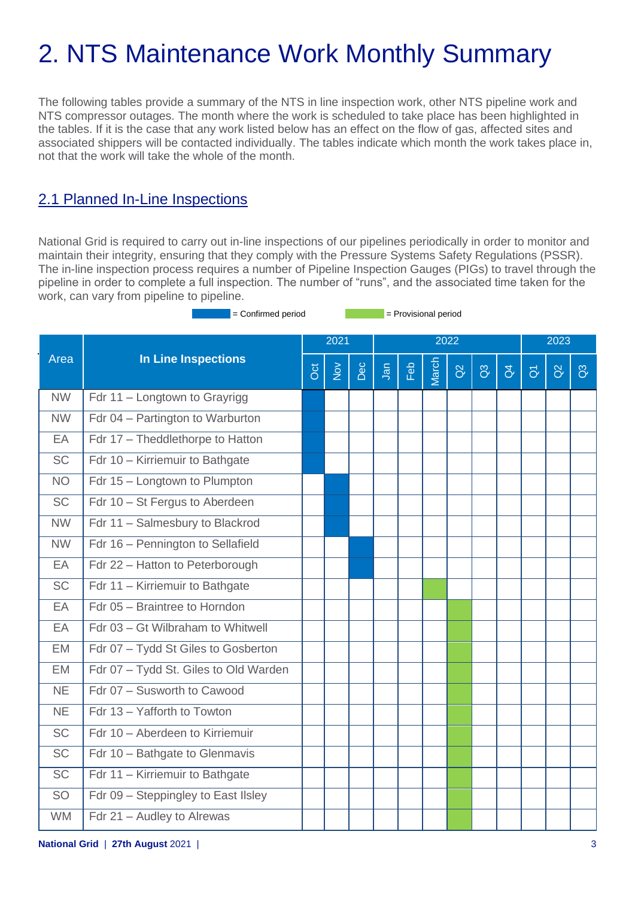# 2. NTS Maintenance Work Monthly Summary

The following tables provide a summary of the NTS in line inspection work, other NTS pipeline work and NTS compressor outages. The month where the work is scheduled to take place has been highlighted in the tables. If it is the case that any work listed below has an effect on the flow of gas, affected sites and associated shippers will be contacted individually. The tables indicate which month the work takes place in, not that the work will take the whole of the month.

## 2.1 Planned In-Line Inspections

National Grid is required to carry out in-line inspections of our pipelines periodically in order to monitor and maintain their integrity, ensuring that they comply with the Pressure Systems Safety Regulations (PSSR). The in-line inspection process requires a number of Pipeline Inspection Gauges (PIGs) to travel through the pipeline in order to complete a full inspection. The number of "runs", and the associated time taken for the work, can vary from pipeline to pipeline.

= Confirmed period = Provisional period

| Area | In Line Inspections | 2021 | | | 2022 | | | | | | 2023 | | |
|---|---|---|---|---|---|---|---|---|---|---|---|---|---|
| | | Oct | Nov | Dec | Jan | Feb | March | Q2 | Q3 | Q4 | Q1 | Q2 | Q3 |
| NW | Fdr 11 – Longtown to Grayrigg | Confirmed | | | | | | | | | | | |
| NW | Fdr 04 – Partington to Warburton | Confirmed | | | | | | | | | | | |
| EA | Fdr 17 – Theddlethorpe to Hatton | Confirmed | | | | | | | | | | | |
| SC | Fdr 10 – Kirriemuir to Bathgate | Confirmed | | | | | | | | | | | |
| NO | Fdr 15 – Longtown to Plumpton | | Confirmed | | | | | | | | | | |
| SC | Fdr 10 – St Fergus to Aberdeen | | Confirmed | | | | | | | | | | |
| NW | Fdr 11 – Salmesbury to Blackrod | | Confirmed | | | | | | | | | | |
| NW | Fdr 16 – Pennington to Sellafield | | | Confirmed | | | | | | | | | |
| EA | Fdr 22 – Hatton to Peterborough | | | Confirmed | | | | | | | | | |
| SC | Fdr 11 – Kirriemuir to Bathgate | | | | | | Provisional | | | | | | |
| EA | Fdr 05 – Braintree to Horndon | | | | | | | Provisional | | | | | |
| EA | Fdr 03 – Gt Wilbraham to Whitwell | | | | | | | Provisional | | | | | |
| EM | Fdr 07 – Tydd St Giles to Gosberton | | | | | | | Provisional | | | | | |
| EM | Fdr 07 – Tydd St. Giles to Old Warden | | | | | | | Provisional | | | | | |
| NE | Fdr 07 – Susworth to Cawood | | | | | | | Provisional | | | | | |
| NE | Fdr 13 – Yafforth to Towton | | | | | | | Provisional | | | | | |
| SC | Fdr 10 – Aberdeen to Kirriemuir | | | | | | | Provisional | | | | | |
| SC | Fdr 10 – Bathgate to Glenmavis | | | | | | | Provisional | | | | | |
| SC | Fdr 11 – Kirriemuir to Bathgate | | | | | | | Provisional | | | | | |
| SO | Fdr 09 – Steppingley to East Ilsley | | | | | | | Provisional | | | | | |
| WM | Fdr 21 – Audley to Alrewas | | | | | | | Provisional | | | | | |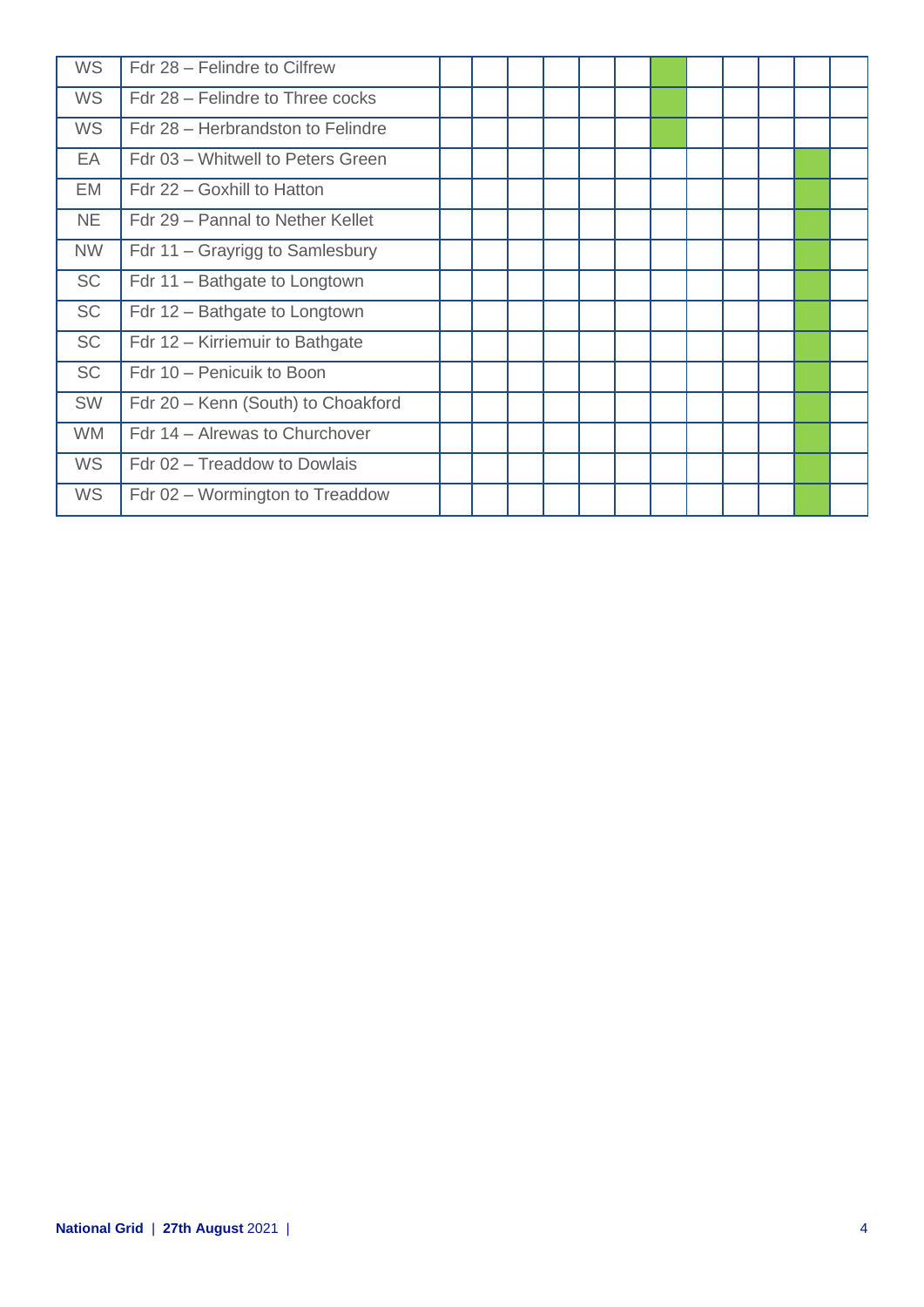| | | | | | | | | | | | | | |
|---|---|---|---|---|---|---|---|---|---|---|---|---|---|
| WS | Fdr 28 – Felindre to Cilfrew | | | | | | | | | | | | |
| WS | Fdr 28 – Felindre to Three cocks | | | | | | | | | | | | |
| WS | Fdr 28 – Herbrandston to Felindre | | | | | | | | | | | | |
| EA | Fdr 03 – Whitwell to Peters Green | | | | | | | | | | | | |
| EM | Fdr 22 – Goxhill to Hatton | | | | | | | | | | | | |
| NE | Fdr 29 – Pannal to Nether Kellet | | | | | | | | | | | | |
| NW | Fdr 11 – Grayrigg to Samlesbury | | | | | | | | | | | | |
| SC | Fdr 11 – Bathgate to Longtown | | | | | | | | | | | | |
| SC | Fdr 12 – Bathgate to Longtown | | | | | | | | | | | | |
| SC | Fdr 12 – Kirriemuir to Bathgate | | | | | | | | | | | | |
| SC | Fdr 10 – Penicuik to Boon | | | | | | | | | | | | |
| SW | Fdr 20 – Kenn (South) to Choakford | | | | | | | | | | | | |
| WM | Fdr 14 – Alrewas to Churchover | | | | | | | | | | | | |
| WS | Fdr 02 – Treaddow to Dowlais | | | | | | | | | | | | |
| WS | Fdr 02 – Wormington to Treaddow | | | | | | | | | | | | |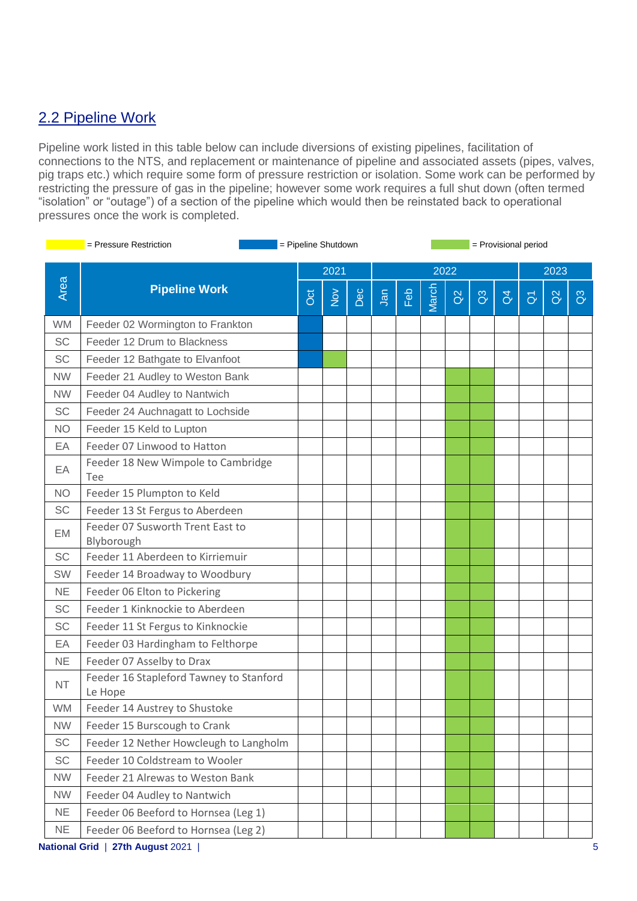## 2.2 Pipeline Work

Pipeline work listed in this table below can include diversions of existing pipelines, facilitation of connections to the NTS, and replacement or maintenance of pipeline and associated assets (pipes, valves, pig traps etc.) which require some form of pressure restriction or isolation. Some work can be performed by restricting the pressure of gas in the pipeline; however some work requires a full shut down (often termed "isolation" or "outage") of a section of the pipeline which would then be reinstated back to operational pressures once the work is completed.

Legend: Yellow = Pressure Restriction; Blue = Pipeline Shutdown; Green = Provisional period

| Area | Pipeline Work | 2021 | | | 2022 | | | | | | 2023 | | |
|---|---|---|---|---|---|---|---|---|---|---|---|---|---|
| | | Oct | Nov | Dec | Jan | Feb | March | Q2 | Q3 | Q4 | Q1 | Q2 | Q3 |
| WM | Feeder 02 Wormington to Frankton | Pipeline Shutdown | | | | | | | | | | | |
| SC | Feeder 12 Drum to Blackness | Pipeline Shutdown | | | | | | | | | | | |
| SC | Feeder 12 Bathgate to Elvanfoot | Pipeline Shutdown | Provisional period | | | | | | | | | | |
| NW | Feeder 21 Audley to Weston Bank | | | | | | | Provisional period | Provisional period | | | | |
| NW | Feeder 04 Audley to Nantwich | | | | | | | Provisional period | Provisional period | | | | |
| SC | Feeder 24 Auchnagatt to Lochside | | | | | | | Provisional period | Provisional period | | | | |
| NO | Feeder 15 Keld to Lupton | | | | | | | Provisional period | Provisional period | | | | |
| EA | Feeder 07 Linwood to Hatton | | | | | | | Provisional period | Provisional period | | | | |
| EA | Feeder 18 New Wimpole to Cambridge Tee | | | | | | | Provisional period | Provisional period | | | | |
| NO | Feeder 15 Plumpton to Keld | | | | | | | Provisional period | Provisional period | | | | |
| SC | Feeder 13 St Fergus to Aberdeen | | | | | | | Provisional period | Provisional period | | | | |
| EM | Feeder 07 Susworth Trent East to Blyborough | | | | | | | Provisional period | Provisional period | | | | |
| SC | Feeder 11 Aberdeen to Kirriemuir | | | | | | | Provisional period | Provisional period | | | | |
| SW | Feeder 14 Broadway to Woodbury | | | | | | | Provisional period | Provisional period | | | | |
| NE | Feeder 06 Elton to Pickering | | | | | | | Provisional period | Provisional period | | | | |
| SC | Feeder 1 Kinknockie to Aberdeen | | | | | | | Provisional period | Provisional period | | | | |
| SC | Feeder 11 St Fergus to Kinknockie | | | | | | | Provisional period | Provisional period | | | | |
| EA | Feeder 03 Hardingham to Felthorpe | | | | | | | Provisional period | Provisional period | | | | |
| NE | Feeder 07 Asselby to Drax | | | | | | | Provisional period | Provisional period | | | | |
| NT | Feeder 16 Stapleford Tawney to Stanford Le Hope | | | | | | | Provisional period | Provisional period | | | | |
| WM | Feeder 14 Austrey to Shustoke | | | | | | | Provisional period | Provisional period | | | | |
| NW | Feeder 15 Burscough to Crank | | | | | | | Provisional period | Provisional period | | | | |
| SC | Feeder 12 Nether Howcleugh to Langholm | | | | | | | Provisional period | Provisional period | | | | |
| SC | Feeder 10 Coldstream to Wooler | | | | | | | Provisional period | Provisional period | | | | |
| NW | Feeder 21 Alrewas to Weston Bank | | | | | | | Provisional period | Provisional period | | | | |
| NW | Feeder 04 Audley to Nantwich | | | | | | | Provisional period | Provisional period | | | | |
| NE | Feeder 06 Beeford to Hornsea (Leg 1) | | | | | | | Provisional period | Provisional period | | | | |
| NE | Feeder 06 Beeford to Hornsea (Leg 2) | | | | | | | Provisional period | Provisional period | | | | |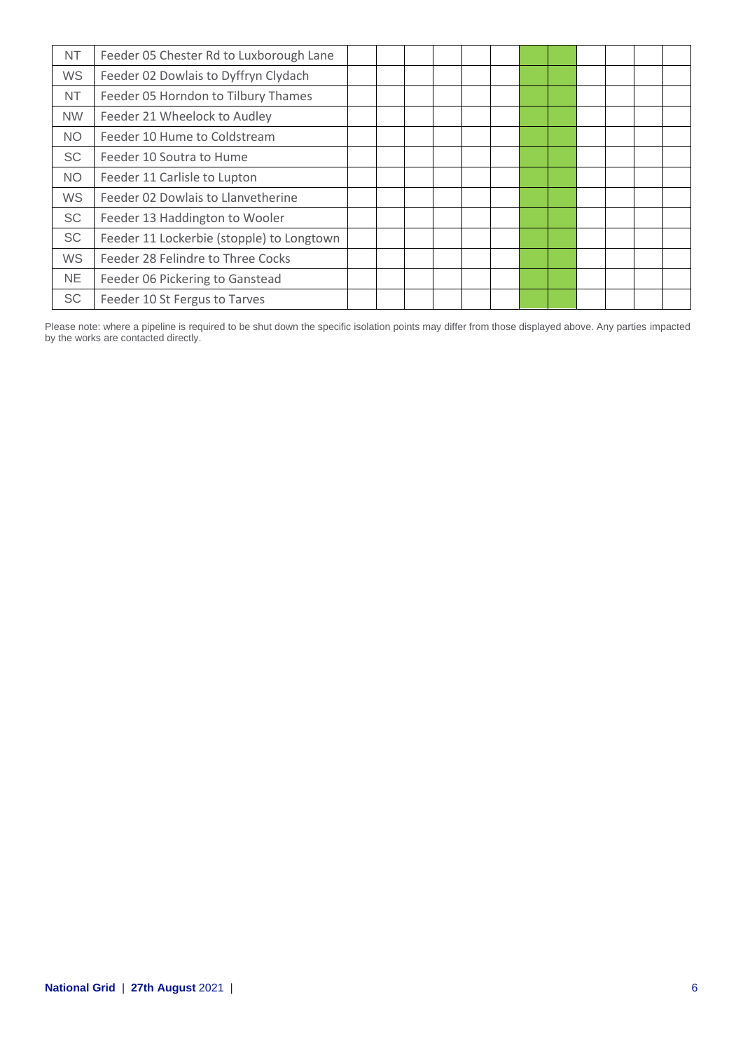| | | | | | | | | | | | | | |
|---|---|---|---|---|---|---|---|---|---|---|---|---|---|
| NT | Feeder 05 Chester Rd to Luxborough Lane | | | | | | | | | | | | |
| WS | Feeder 02 Dowlais to Dyffryn Clydach | | | | | | | | | | | | |
| NT | Feeder 05 Horndon to Tilbury Thames | | | | | | | | | | | | |
| NW | Feeder 21 Wheelock to Audley | | | | | | | | | | | | |
| NO | Feeder 10 Hume to Coldstream | | | | | | | | | | | | |
| SC | Feeder 10 Soutra to Hume | | | | | | | | | | | | |
| NO | Feeder 11 Carlisle to Lupton | | | | | | | | | | | | |
| WS | Feeder 02 Dowlais to Llanvetherine | | | | | | | | | | | | |
| SC | Feeder 13 Haddington to Wooler | | | | | | | | | | | | |
| SC | Feeder 11 Lockerbie (stopple) to Longtown | | | | | | | | | | | | |
| WS | Feeder 28 Felindre to Three Cocks | | | | | | | | | | | | |
| NE | Feeder 06 Pickering to Ganstead | | | | | | | | | | | | |
| SC | Feeder 10 St Fergus to Tarves | | | | | | | | | | | | |

Please note: where a pipeline is required to be shut down the specific isolation points may differ from those displayed above. Any parties impacted by the works are contacted directly.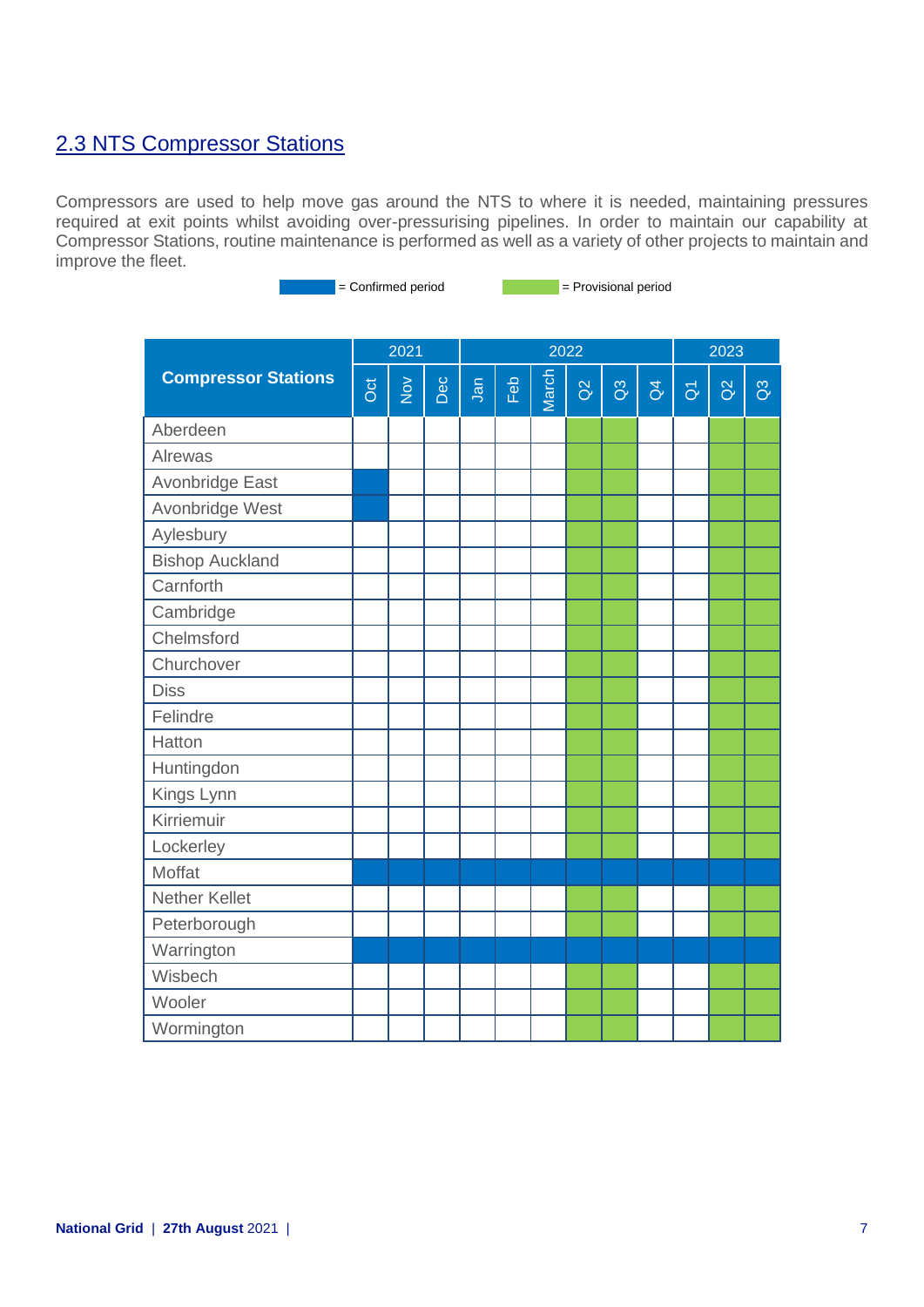## 2.3 NTS Compressor Stations

Compressors are used to help move gas around the NTS to where it is needed, maintaining pressures required at exit points whilst avoiding over-pressurising pipelines. In order to maintain our capability at Compressor Stations, routine maintenance is performed as well as a variety of other projects to maintain and improve the fleet.

Key: Confirmed = Confirmed period; Provisional = Provisional period

| Compressor Stations | 2021 | | | 2022 | | | | | | 2023 | | |
|---|---|---|---|---|---|---|---|---|---|---|---|---|
| | Oct | Nov | Dec | Jan | Feb | March | Q2 | Q3 | Q4 | Q1 | Q2 | Q3 |
| Aberdeen | | | | | | | Provisional | Provisional | | | Provisional | Provisional |
| Alrewas | | | | | | | Provisional | Provisional | | | Provisional | Provisional |
| Avonbridge East | Confirmed | | | | | | Provisional | Provisional | | | Provisional | Provisional |
| Avonbridge West | Confirmed | | | | | | Provisional | Provisional | | | Provisional | Provisional |
| Aylesbury | | | | | | | Provisional | Provisional | | | Provisional | Provisional |
| Bishop Auckland | | | | | | | Provisional | Provisional | | | Provisional | Provisional |
| Carnforth | | | | | | | Provisional | Provisional | | | Provisional | Provisional |
| Cambridge | | | | | | | Provisional | Provisional | | | Provisional | Provisional |
| Chelmsford | | | | | | | Provisional | Provisional | | | Provisional | Provisional |
| Churchover | | | | | | | Provisional | Provisional | | | Provisional | Provisional |
| Diss | | | | | | | Provisional | Provisional | | | Provisional | Provisional |
| Felindre | | | | | | | Provisional | Provisional | | | Provisional | Provisional |
| Hatton | | | | | | | Provisional | Provisional | | | Provisional | Provisional |
| Huntingdon | | | | | | | Provisional | Provisional | | | Provisional | Provisional |
| Kings Lynn | | | | | | | Provisional | Provisional | | | Provisional | Provisional |
| Kirriemuir | | | | | | | Provisional | Provisional | | | Provisional | Provisional |
| Lockerley | | | | | | | Provisional | Provisional | | | Provisional | Provisional |
| Moffat | Confirmed | Confirmed | Confirmed | Confirmed | Confirmed | Confirmed | Confirmed | Confirmed | Confirmed | Confirmed | Confirmed | Confirmed |
| Nether Kellet | | | | | | | Provisional | Provisional | | | Provisional | Provisional |
| Peterborough | | | | | | | Provisional | Provisional | | | Provisional | Provisional |
| Warrington | Confirmed | Confirmed | Confirmed | Confirmed | Confirmed | Confirmed | Confirmed | Confirmed | Confirmed | Confirmed | Confirmed | Confirmed |
| Wisbech | | | | | | | Provisional | Provisional | | | Provisional | Provisional |
| Wooler | | | | | | | Provisional | Provisional | | | Provisional | Provisional |
| Wormington | | | | | | | Provisional | Provisional | | | Provisional | Provisional |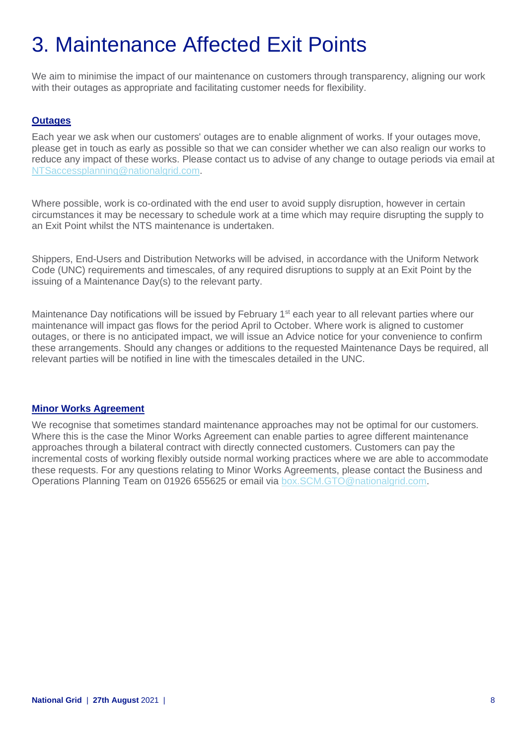# 3. Maintenance Affected Exit Points

We aim to minimise the impact of our maintenance on customers through transparency, aligning our work with their outages as appropriate and facilitating customer needs for flexibility.

### Outages

Each year we ask when our customers' outages are to enable alignment of works. If your outages move, please get in touch as early as possible so that we can consider whether we can also realign our works to reduce any impact of these works. Please contact us to advise of any change to outage periods via email at NTSaccessplanning@nationalgrid.com.

Where possible, work is co-ordinated with the end user to avoid supply disruption, however in certain circumstances it may be necessary to schedule work at a time which may require disrupting the supply to an Exit Point whilst the NTS maintenance is undertaken.

Shippers, End-Users and Distribution Networks will be advised, in accordance with the Uniform Network Code (UNC) requirements and timescales, of any required disruptions to supply at an Exit Point by the issuing of a Maintenance Day(s) to the relevant party.

Maintenance Day notifications will be issued by February 1st each year to all relevant parties where our maintenance will impact gas flows for the period April to October. Where work is aligned to customer outages, or there is no anticipated impact, we will issue an Advice notice for your convenience to confirm these arrangements. Should any changes or additions to the requested Maintenance Days be required, all relevant parties will be notified in line with the timescales detailed in the UNC.

### Minor Works Agreement

We recognise that sometimes standard maintenance approaches may not be optimal for our customers. Where this is the case the Minor Works Agreement can enable parties to agree different maintenance approaches through a bilateral contract with directly connected customers. Customers can pay the incremental costs of working flexibly outside normal working practices where we are able to accommodate these requests. For any questions relating to Minor Works Agreements, please contact the Business and Operations Planning Team on 01926 655625 or email via box.SCM.GTO@nationalgrid.com.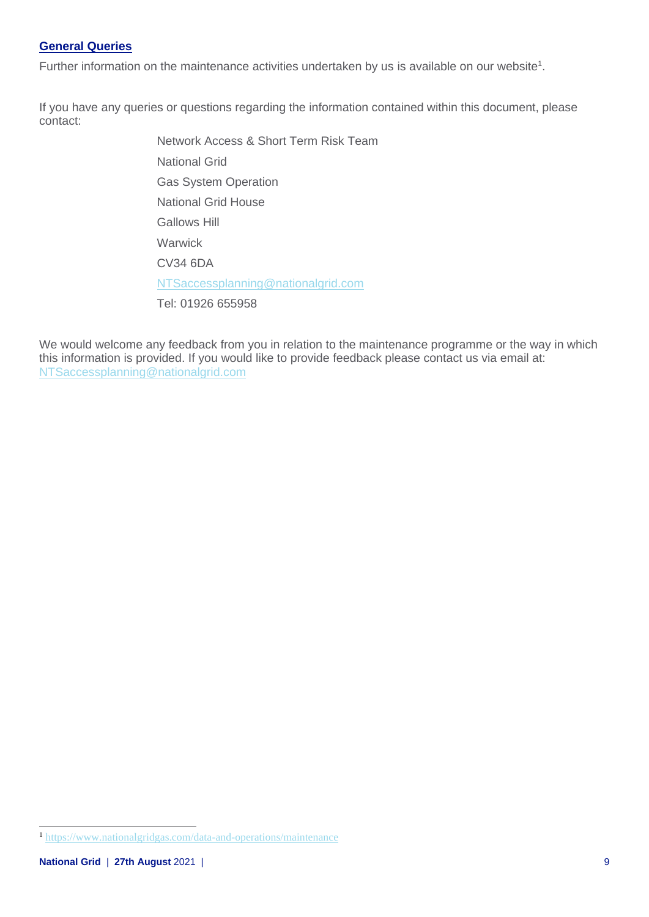## General Queries

Further information on the maintenance activities undertaken by us is available on our website[1].

If you have any queries or questions regarding the information contained within this document, please contact:

Network Access & Short Term Risk Team
National Grid
Gas System Operation
National Grid House
Gallows Hill
Warwick
CV34 6DA
NTSaccessplanning@nationalgrid.com
Tel: 01926 655958

We would welcome any feedback from you in relation to the maintenance programme or the way in which this information is provided. If you would like to provide feedback please contact us via email at: NTSaccessplanning@nationalgrid.com

[1] https://www.nationalgridgas.com/data-and-operations/maintenance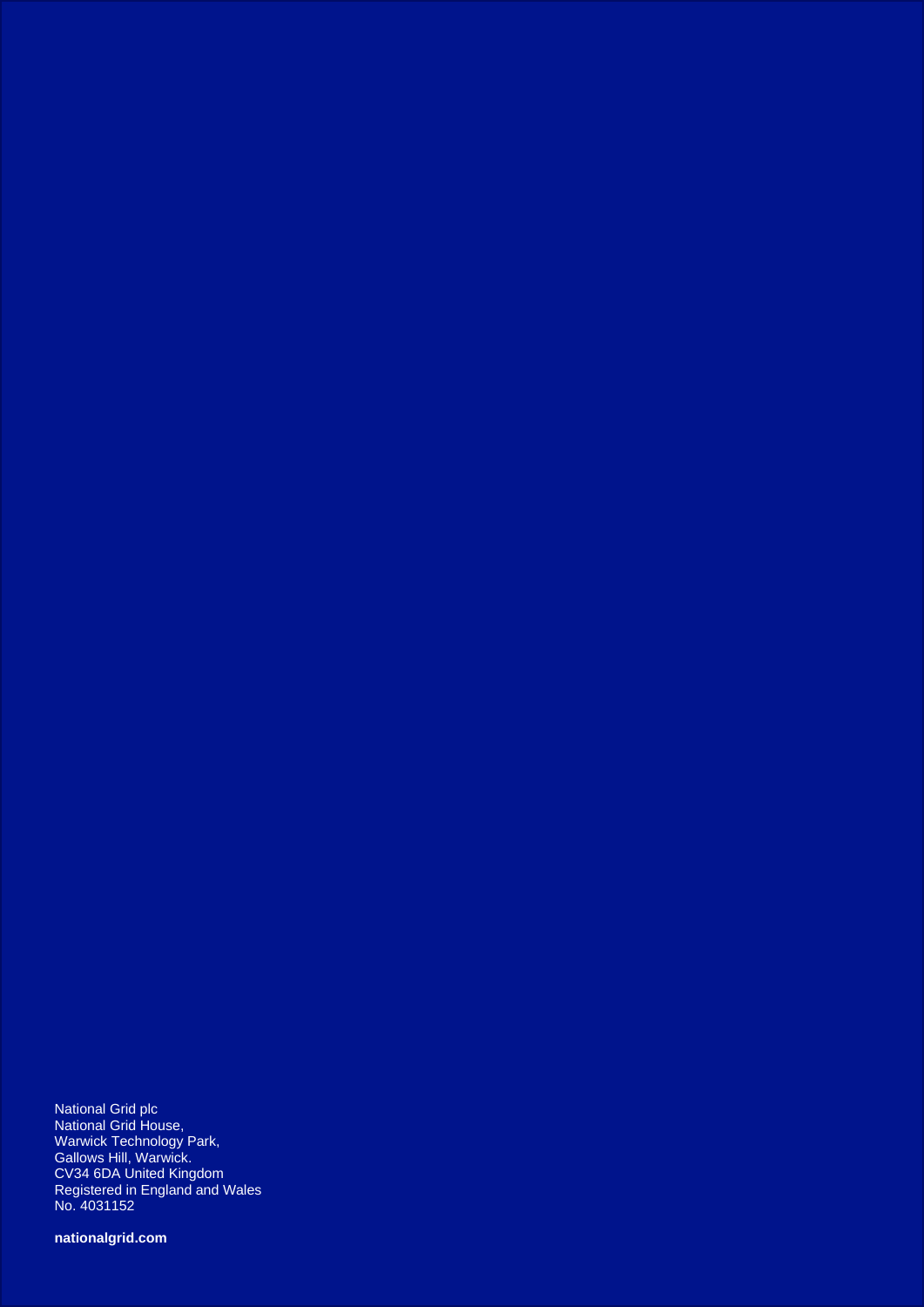National Grid plc
National Grid House,
Warwick Technology Park,
Gallows Hill, Warwick.
CV34 6DA United Kingdom
Registered in England and Wales
No. 4031152

**nationalgrid.com**